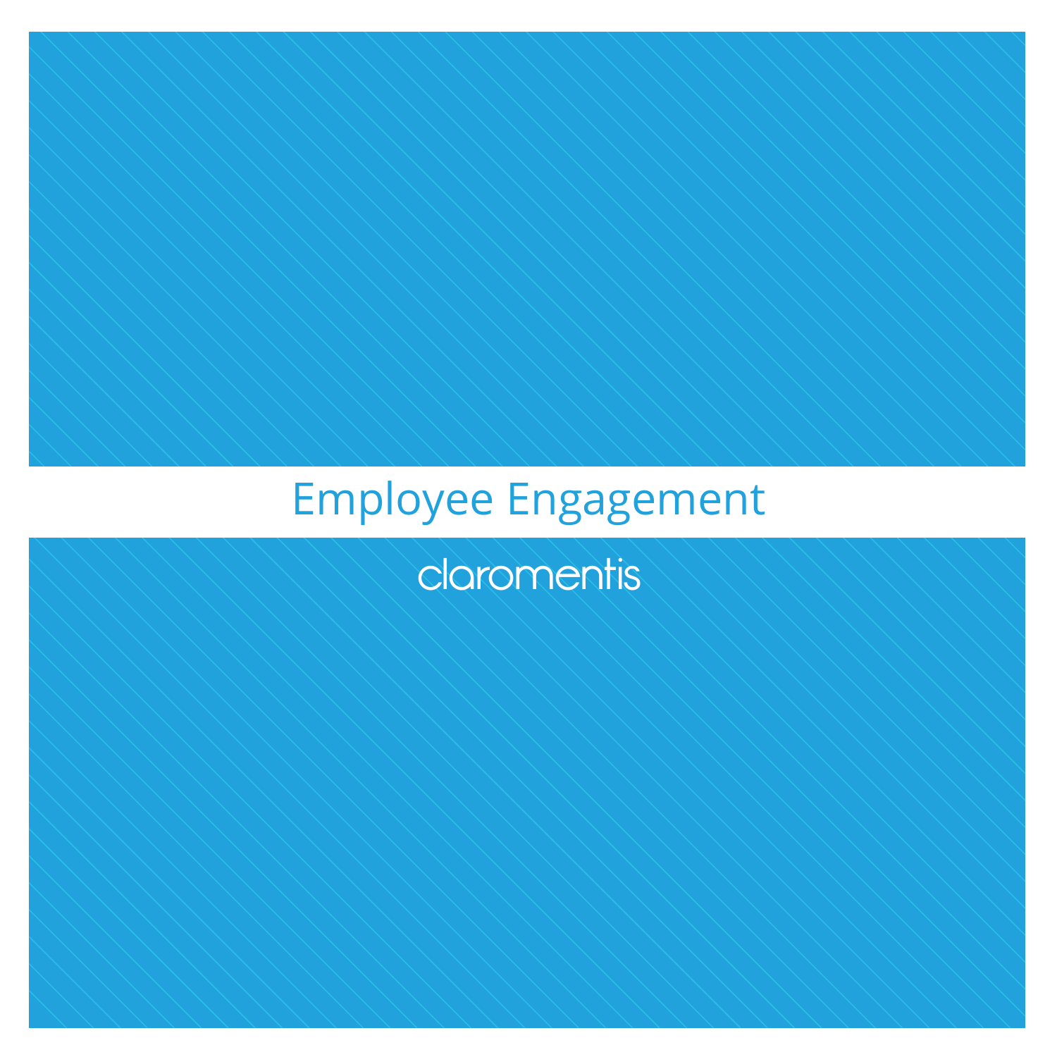# Employee Engagement

claromentis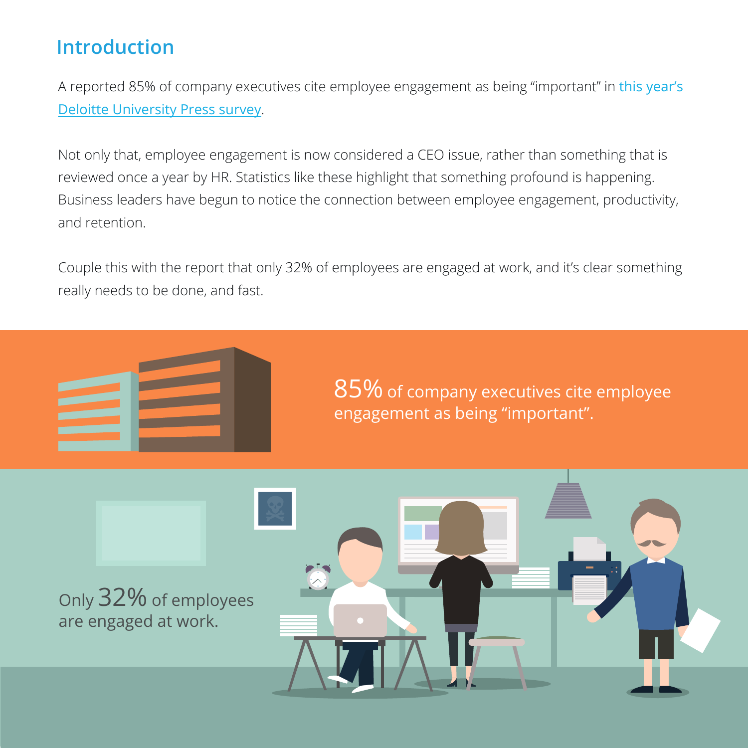## Introduction

A reported 85% of company executives cite employee engagement as being "important" in [this year's Deloitte University Press survey](#).

Not only that, employee engagement is now considered a CEO issue, rather than something that is reviewed once a year by HR. Statistics like these highlight that something profound is happening. Business leaders have begun to notice the connection between employee engagement, productivity, and retention.

Couple this with the report that only 32% of employees are engaged at work, and it's clear something really needs to be done, and fast.

85% of company executives cite employee engagement as being "important".

Only 32% of employees are engaged at work.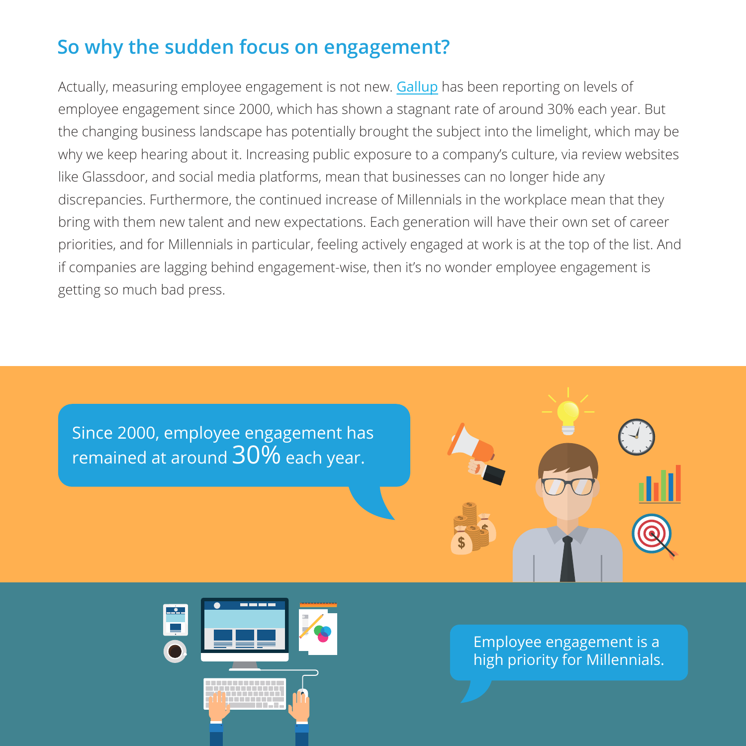## So why the sudden focus on engagement?

Actually, measuring employee engagement is not new. Gallup has been reporting on levels of employee engagement since 2000, which has shown a stagnant rate of around 30% each year. But the changing business landscape has potentially brought the subject into the limelight, which may be why we keep hearing about it. Increasing public exposure to a company's culture, via review websites like Glassdoor, and social media platforms, mean that businesses can no longer hide any discrepancies. Furthermore, the continued increase of Millennials in the workplace mean that they bring with them new talent and new expectations. Each generation will have their own set of career priorities, and for Millennials in particular, feeling actively engaged at work is at the top of the list. And if companies are lagging behind engagement-wise, then it's no wonder employee engagement is getting so much bad press.

Since 2000, employee engagement has remained at around 30% each year.

Employee engagement is a high priority for Millennials.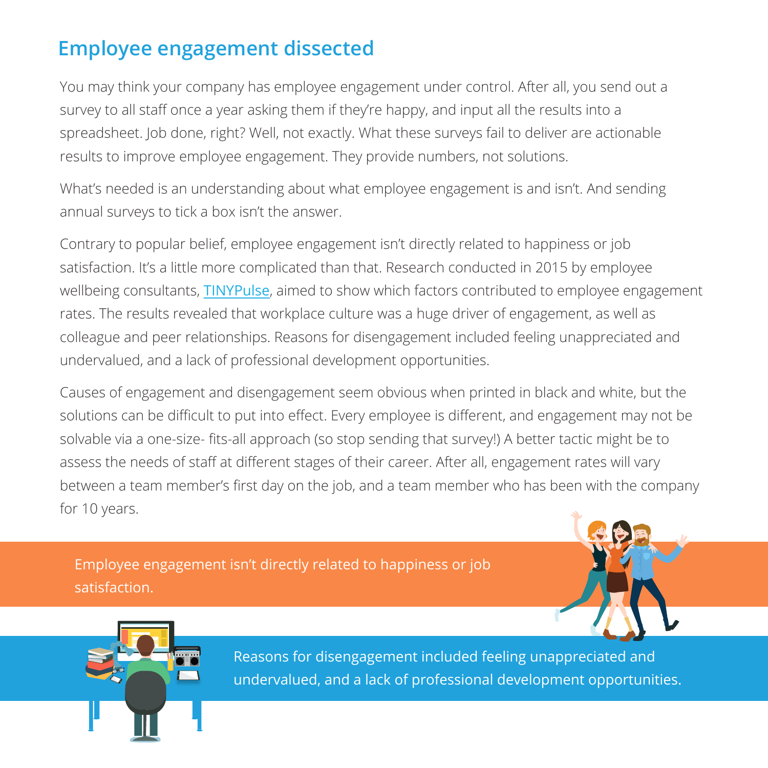## Employee engagement dissected

You may think your company has employee engagement under control. After all, you send out a survey to all staff once a year asking them if they're happy, and input all the results into a spreadsheet. Job done, right? Well, not exactly. What these surveys fail to deliver are actionable results to improve employee engagement. They provide numbers, not solutions.

What's needed is an understanding about what employee engagement is and isn't. And sending annual surveys to tick a box isn't the answer.

Contrary to popular belief, employee engagement isn't directly related to happiness or job satisfaction. It's a little more complicated than that. Research conducted in 2015 by employee wellbeing consultants, TINYPulse, aimed to show which factors contributed to employee engagement rates. The results revealed that workplace culture was a huge driver of engagement, as well as colleague and peer relationships. Reasons for disengagement included feeling unappreciated and undervalued, and a lack of professional development opportunities.

Causes of engagement and disengagement seem obvious when printed in black and white, but the solutions can be difficult to put into effect. Every employee is different, and engagement may not be solvable via a one-size- fits-all approach (so stop sending that survey!) A better tactic might be to assess the needs of staff at different stages of their career. After all, engagement rates will vary between a team member's first day on the job, and a team member who has been with the company for 10 years.

> Employee engagement isn't directly related to happiness or job satisfaction.

> Reasons for disengagement included feeling unappreciated and undervalued, and a lack of professional development opportunities.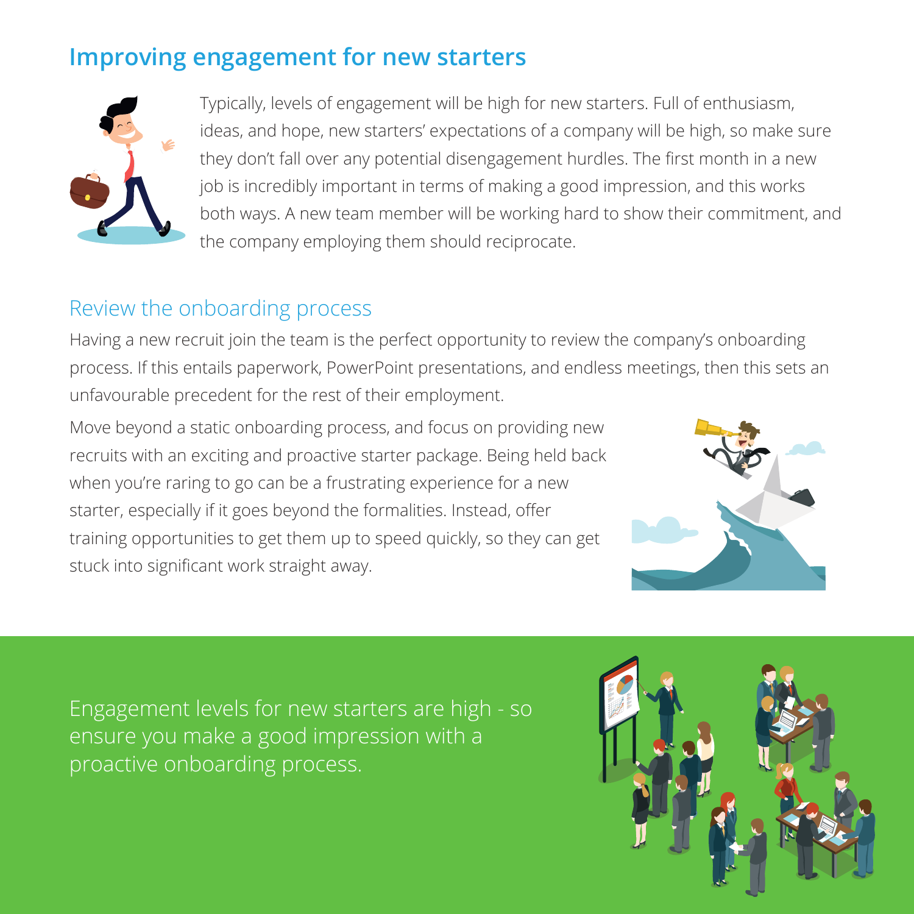## Improving engagement for new starters

Typically, levels of engagement will be high for new starters. Full of enthusiasm, ideas, and hope, new starters' expectations of a company will be high, so make sure they don't fall over any potential disengagement hurdles. The first month in a new job is incredibly important in terms of making a good impression, and this works both ways. A new team member will be working hard to show their commitment, and the company employing them should reciprocate.

### Review the onboarding process

Having a new recruit join the team is the perfect opportunity to review the company's onboarding process. If this entails paperwork, PowerPoint presentations, and endless meetings, then this sets an unfavourable precedent for the rest of their employment.

Move beyond a static onboarding process, and focus on providing new recruits with an exciting and proactive starter package. Being held back when you're raring to go can be a frustrating experience for a new starter, especially if it goes beyond the formalities. Instead, offer training opportunities to get them up to speed quickly, so they can get stuck into significant work straight away.

Engagement levels for new starters are high - so ensure you make a good impression with a proactive onboarding process.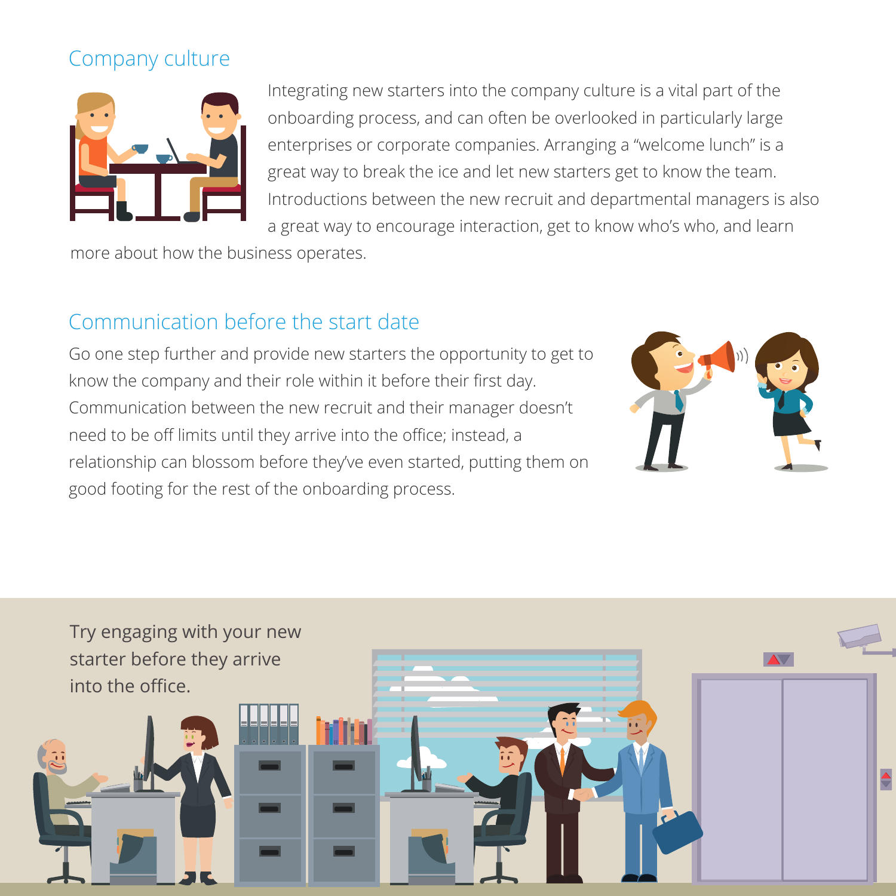## Company culture

Integrating new starters into the company culture is a vital part of the onboarding process, and can often be overlooked in particularly large enterprises or corporate companies. Arranging a "welcome lunch" is a great way to break the ice and let new starters get to know the team. Introductions between the new recruit and departmental managers is also a great way to encourage interaction, get to know who's who, and learn more about how the business operates.

## Communication before the start date

Go one step further and provide new starters the opportunity to get to know the company and their role within it before their first day. Communication between the new recruit and their manager doesn't need to be off limits until they arrive into the office; instead, a relationship can blossom before they've even started, putting them on good footing for the rest of the onboarding process.

Try engaging with your new starter before they arrive into the office.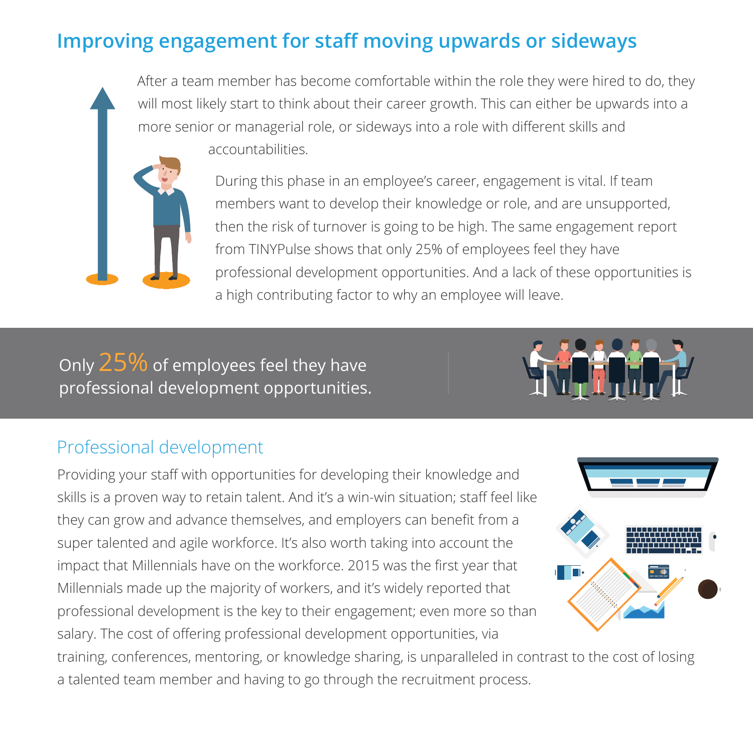# Improving engagement for staff moving upwards or sideways

After a team member has become comfortable within the role they were hired to do, they will most likely start to think about their career growth. This can either be upwards into a more senior or managerial role, or sideways into a role with different skills and accountabilities.

During this phase in an employee's career, engagement is vital. If team members want to develop their knowledge or role, and are unsupported, then the risk of turnover is going to be high. The same engagement report from TINYPulse shows that only 25% of employees feel they have professional development opportunities. And a lack of these opportunities is a high contributing factor to why an employee will leave.

Only 25% of employees feel they have professional development opportunities.

## Professional development

Providing your staff with opportunities for developing their knowledge and skills is a proven way to retain talent. And it's a win-win situation; staff feel like they can grow and advance themselves, and employers can benefit from a super talented and agile workforce. It's also worth taking into account the impact that Millennials have on the workforce. 2015 was the first year that Millennials made up the majority of workers, and it's widely reported that professional development is the key to their engagement; even more so than salary. The cost of offering professional development opportunities, via training, conferences, mentoring, or knowledge sharing, is unparalleled in contrast to the cost of losing a talented team member and having to go through the recruitment process.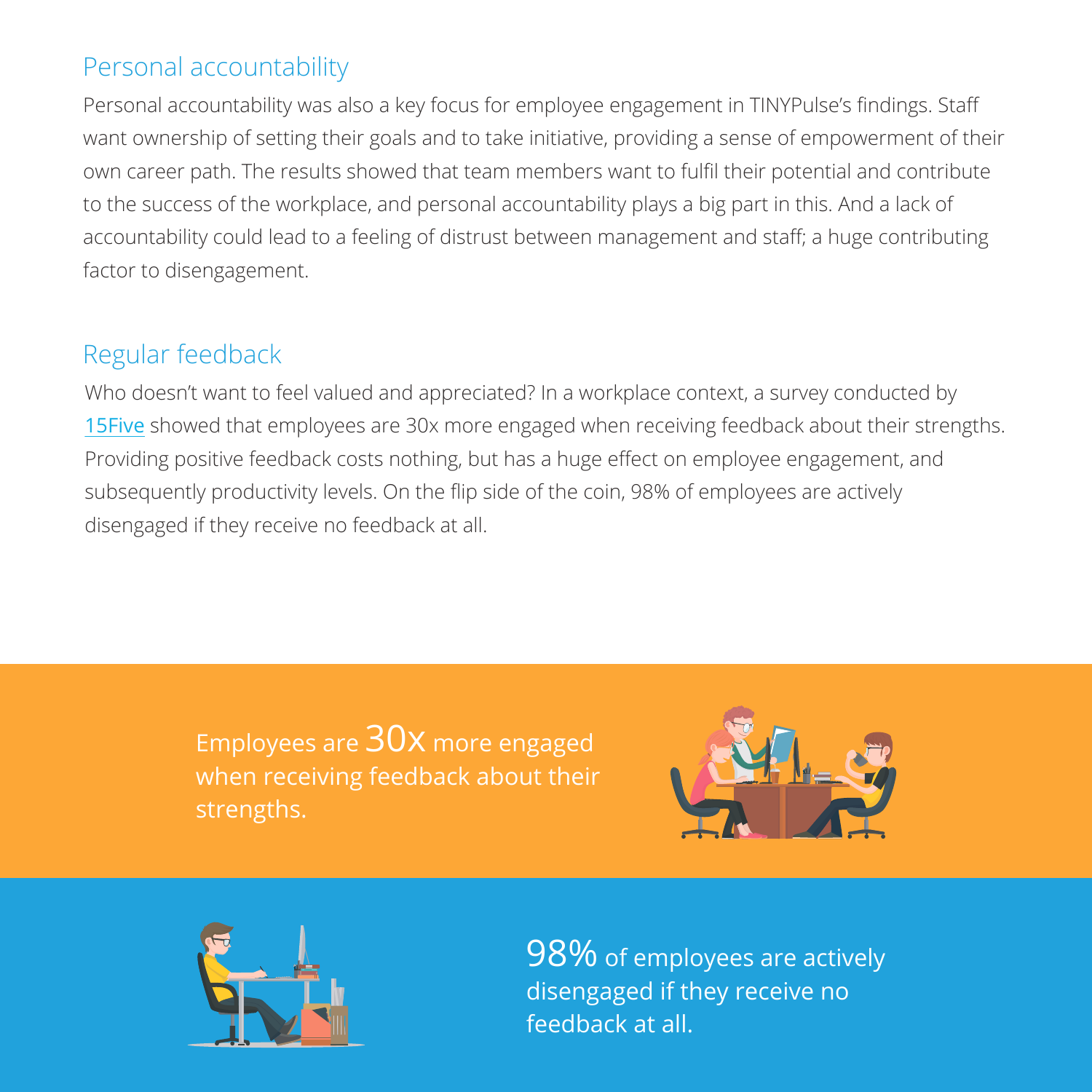## Personal accountability

Personal accountability was also a key focus for employee engagement in TINYPulse's findings. Staff want ownership of setting their goals and to take initiative, providing a sense of empowerment of their own career path. The results showed that team members want to fulfil their potential and contribute to the success of the workplace, and personal accountability plays a big part in this. And a lack of accountability could lead to a feeling of distrust between management and staff; a huge contributing factor to disengagement.

## Regular feedback

Who doesn't want to feel valued and appreciated? In a workplace context, a survey conducted by 15Five showed that employees are 30x more engaged when receiving feedback about their strengths. Providing positive feedback costs nothing, but has a huge effect on employee engagement, and subsequently productivity levels. On the flip side of the coin, 98% of employees are actively disengaged if they receive no feedback at all.

Employees are **30x** more engaged when receiving feedback about their strengths.

**98%** of employees are actively disengaged if they receive no feedback at all.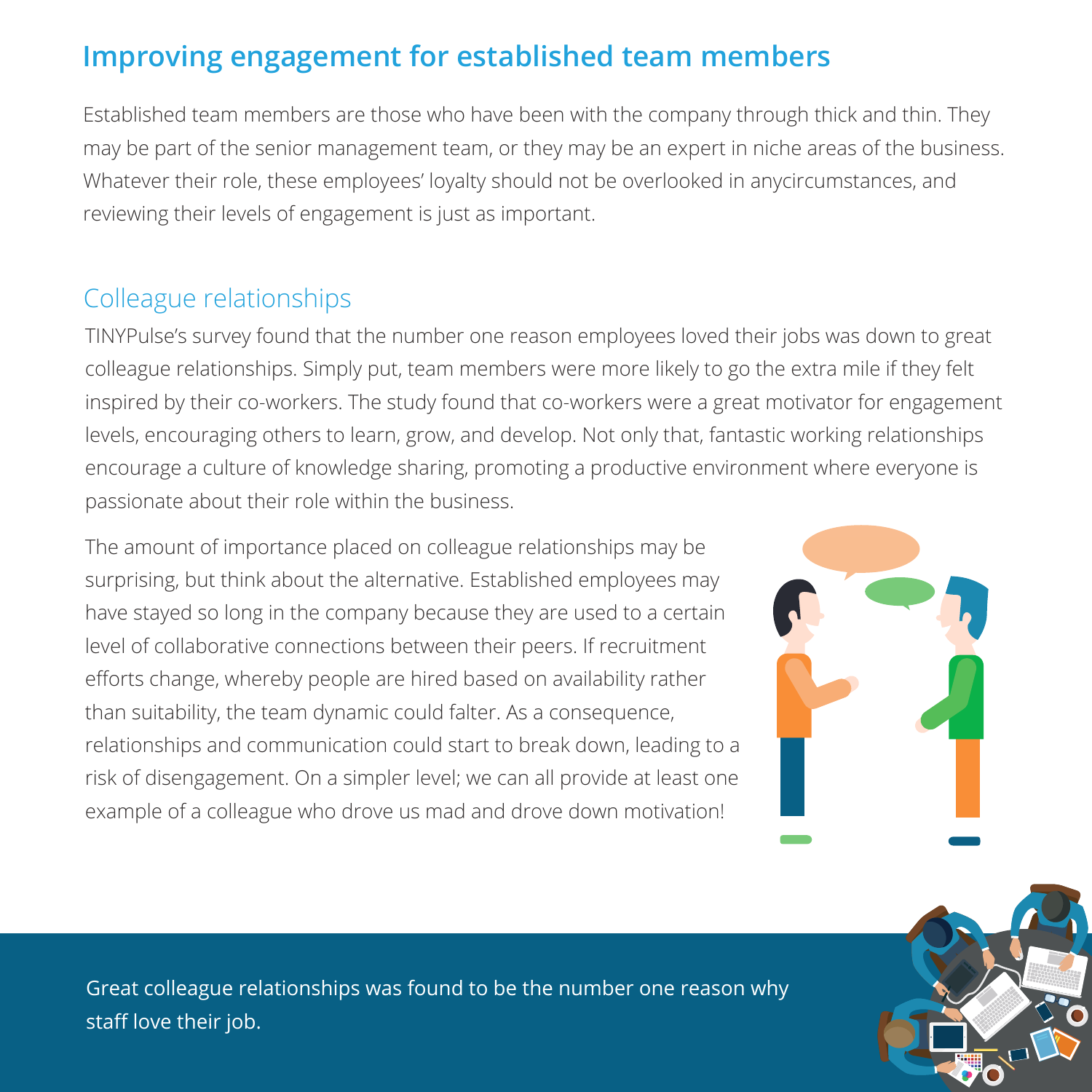## Improving engagement for established team members

Established team members are those who have been with the company through thick and thin. They may be part of the senior management team, or they may be an expert in niche areas of the business. Whatever their role, these employees' loyalty should not be overlooked in anycircumstances, and reviewing their levels of engagement is just as important.

### Colleague relationships

TINYPulse's survey found that the number one reason employees loved their jobs was down to great colleague relationships. Simply put, team members were more likely to go the extra mile if they felt inspired by their co-workers. The study found that co-workers were a great motivator for engagement levels, encouraging others to learn, grow, and develop. Not only that, fantastic working relationships encourage a culture of knowledge sharing, promoting a productive environment where everyone is passionate about their role within the business.

The amount of importance placed on colleague relationships may be surprising, but think about the alternative. Established employees may have stayed so long in the company because they are used to a certain level of collaborative connections between their peers. If recruitment efforts change, whereby people are hired based on availability rather than suitability, the team dynamic could falter. As a consequence, relationships and communication could start to break down, leading to a risk of disengagement. On a simpler level; we can all provide at least one example of a colleague who drove us mad and drove down motivation!

Great colleague relationships was found to be the number one reason why staff love their job.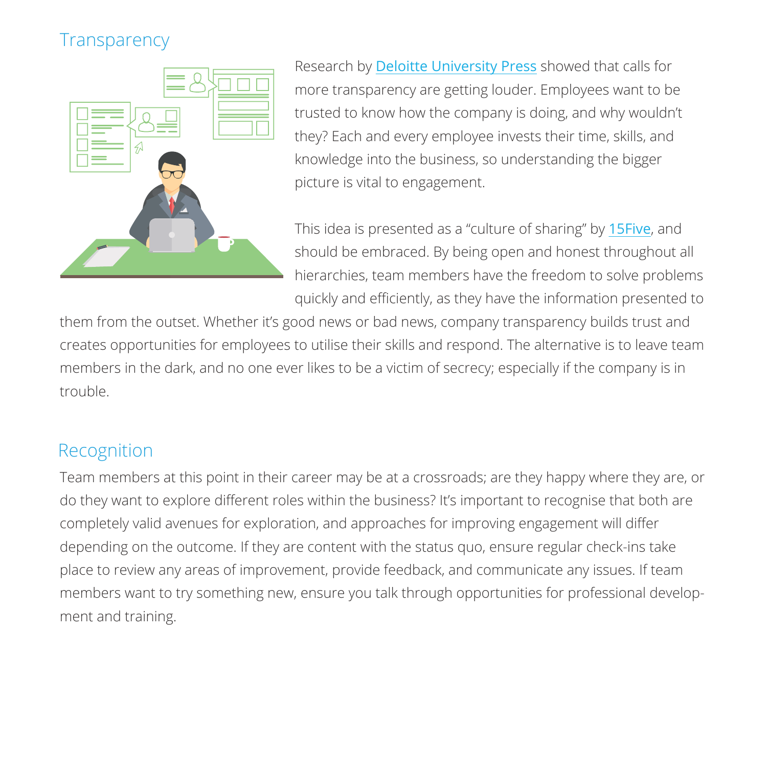## Transparency

Research by Deloitte University Press showed that calls for more transparency are getting louder. Employees want to be trusted to know how the company is doing, and why wouldn't they? Each and every employee invests their time, skills, and knowledge into the business, so understanding the bigger picture is vital to engagement.

This idea is presented as a "culture of sharing" by 15Five, and should be embraced. By being open and honest throughout all hierarchies, team members have the freedom to solve problems quickly and efficiently, as they have the information presented to them from the outset. Whether it's good news or bad news, company transparency builds trust and creates opportunities for employees to utilise their skills and respond. The alternative is to leave team members in the dark, and no one ever likes to be a victim of secrecy; especially if the company is in trouble.

## Recognition

Team members at this point in their career may be at a crossroads; are they happy where they are, or do they want to explore different roles within the business? It's important to recognise that both are completely valid avenues for exploration, and approaches for improving engagement will differ depending on the outcome. If they are content with the status quo, ensure regular check-ins take place to review any areas of improvement, provide feedback, and communicate any issues. If team members want to try something new, ensure you talk through opportunities for professional development and training.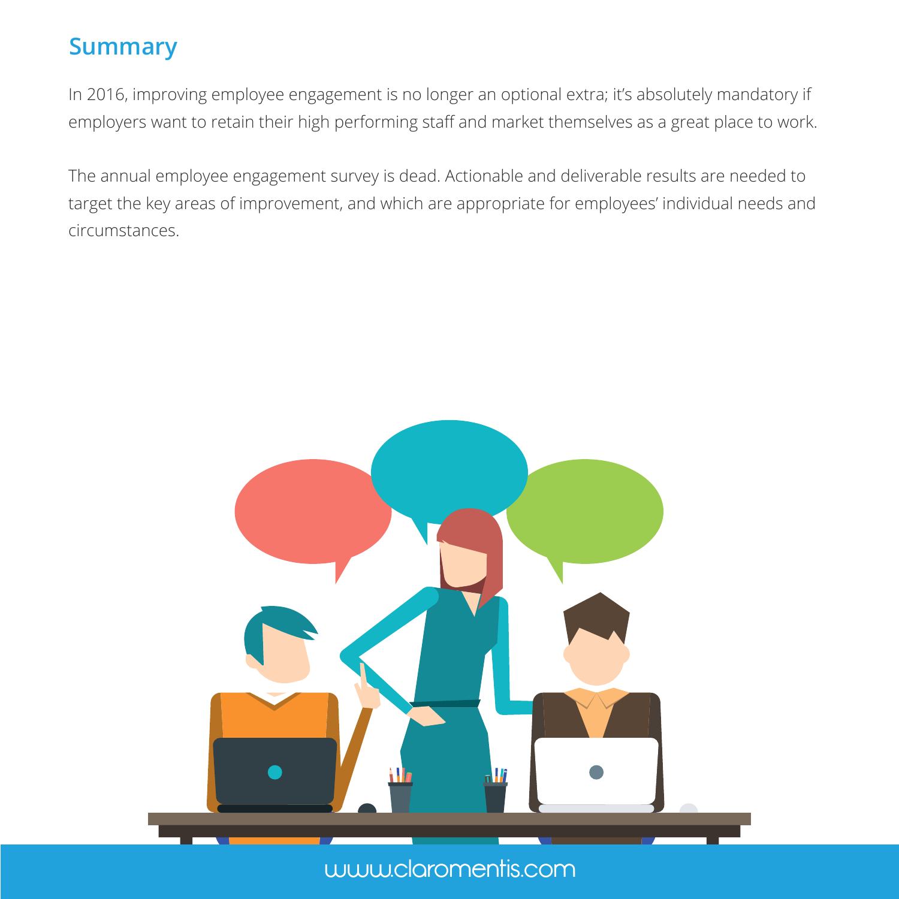## Summary

In 2016, improving employee engagement is no longer an optional extra; it's absolutely mandatory if employers want to retain their high performing staff and market themselves as a great place to work.

The annual employee engagement survey is dead. Actionable and deliverable results are needed to target the key areas of improvement, and which are appropriate for employees' individual needs and circumstances.